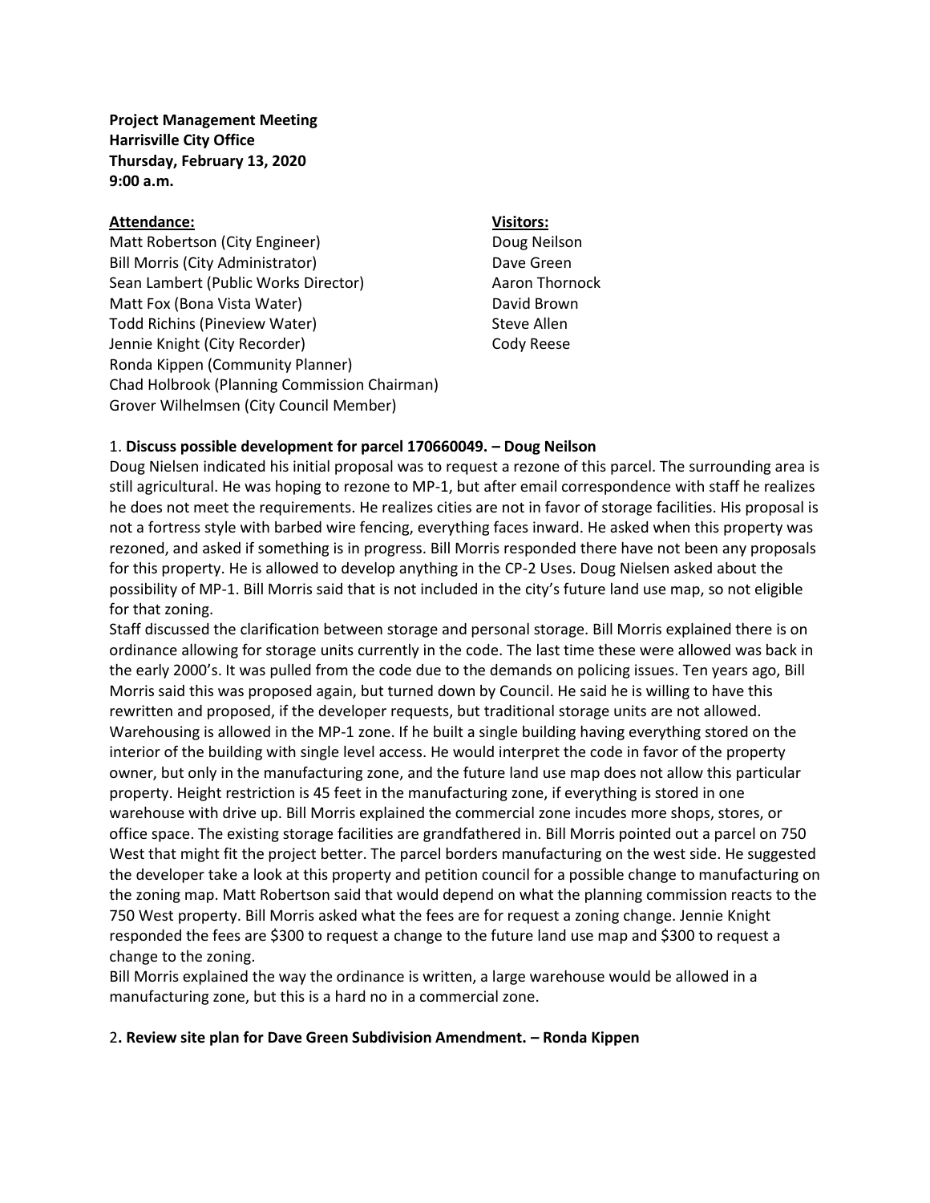**Project Management Meeting**
**Harrisville City Office**
**Thursday, February 13, 2020**
**9:00 a.m.**

**Attendance:**

Matt Robertson (City Engineer)
Bill Morris (City Administrator)
Sean Lambert (Public Works Director)
Matt Fox (Bona Vista Water)
Todd Richins (Pineview Water)
Jennie Knight (City Recorder)
Ronda Kippen (Community Planner)
Chad Holbrook (Planning Commission Chairman)
Grover Wilhelmsen (City Council Member)

**Visitors:**

Doug Neilson
Dave Green
Aaron Thornock
David Brown
Steve Allen
Cody Reese

1. **Discuss possible development for parcel 170660049. – Doug Neilson**

Doug Nielsen indicated his initial proposal was to request a rezone of this parcel. The surrounding area is still agricultural. He was hoping to rezone to MP-1, but after email correspondence with staff he realizes he does not meet the requirements. He realizes cities are not in favor of storage facilities. His proposal is not a fortress style with barbed wire fencing, everything faces inward. He asked when this property was rezoned, and asked if something is in progress. Bill Morris responded there have not been any proposals for this property. He is allowed to develop anything in the CP-2 Uses. Doug Nielsen asked about the possibility of MP-1. Bill Morris said that is not included in the city's future land use map, so not eligible for that zoning.

Staff discussed the clarification between storage and personal storage. Bill Morris explained there is on ordinance allowing for storage units currently in the code. The last time these were allowed was back in the early 2000's. It was pulled from the code due to the demands on policing issues. Ten years ago, Bill Morris said this was proposed again, but turned down by Council. He said he is willing to have this rewritten and proposed, if the developer requests, but traditional storage units are not allowed. Warehousing is allowed in the MP-1 zone. If he built a single building having everything stored on the interior of the building with single level access. He would interpret the code in favor of the property owner, but only in the manufacturing zone, and the future land use map does not allow this particular property. Height restriction is 45 feet in the manufacturing zone, if everything is stored in one warehouse with drive up. Bill Morris explained the commercial zone incudes more shops, stores, or office space. The existing storage facilities are grandfathered in. Bill Morris pointed out a parcel on 750 West that might fit the project better. The parcel borders manufacturing on the west side. He suggested the developer take a look at this property and petition council for a possible change to manufacturing on the zoning map. Matt Robertson said that would depend on what the planning commission reacts to the 750 West property. Bill Morris asked what the fees are for request a zoning change. Jennie Knight responded the fees are $300 to request a change to the future land use map and $300 to request a change to the zoning.

Bill Morris explained the way the ordinance is written, a large warehouse would be allowed in a manufacturing zone, but this is a hard no in a commercial zone.

2**. Review site plan for Dave Green Subdivision Amendment. – Ronda Kippen**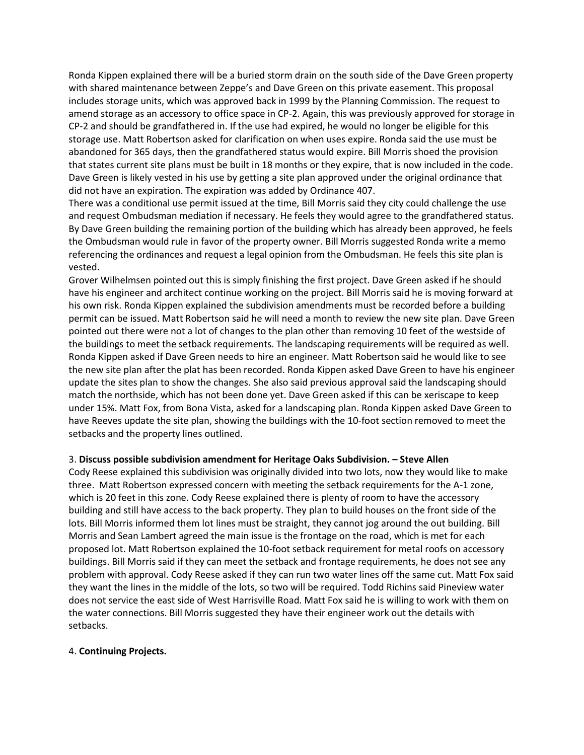Ronda Kippen explained there will be a buried storm drain on the south side of the Dave Green property with shared maintenance between Zeppe's and Dave Green on this private easement. This proposal includes storage units, which was approved back in 1999 by the Planning Commission. The request to amend storage as an accessory to office space in CP-2. Again, this was previously approved for storage in CP-2 and should be grandfathered in. If the use had expired, he would no longer be eligible for this storage use. Matt Robertson asked for clarification on when uses expire. Ronda said the use must be abandoned for 365 days, then the grandfathered status would expire. Bill Morris shoed the provision that states current site plans must be built in 18 months or they expire, that is now included in the code. Dave Green is likely vested in his use by getting a site plan approved under the original ordinance that did not have an expiration. The expiration was added by Ordinance 407.

There was a conditional use permit issued at the time, Bill Morris said they city could challenge the use and request Ombudsman mediation if necessary. He feels they would agree to the grandfathered status. By Dave Green building the remaining portion of the building which has already been approved, he feels the Ombudsman would rule in favor of the property owner. Bill Morris suggested Ronda write a memo referencing the ordinances and request a legal opinion from the Ombudsman. He feels this site plan is vested.

Grover Wilhelmsen pointed out this is simply finishing the first project. Dave Green asked if he should have his engineer and architect continue working on the project. Bill Morris said he is moving forward at his own risk. Ronda Kippen explained the subdivision amendments must be recorded before a building permit can be issued. Matt Robertson said he will need a month to review the new site plan. Dave Green pointed out there were not a lot of changes to the plan other than removing 10 feet of the westside of the buildings to meet the setback requirements. The landscaping requirements will be required as well. Ronda Kippen asked if Dave Green needs to hire an engineer. Matt Robertson said he would like to see the new site plan after the plat has been recorded. Ronda Kippen asked Dave Green to have his engineer update the sites plan to show the changes. She also said previous approval said the landscaping should match the northside, which has not been done yet. Dave Green asked if this can be xeriscape to keep under 15%. Matt Fox, from Bona Vista, asked for a landscaping plan. Ronda Kippen asked Dave Green to have Reeves update the site plan, showing the buildings with the 10-foot section removed to meet the setbacks and the property lines outlined.

3. **Discuss possible subdivision amendment for Heritage Oaks Subdivision. – Steve Allen**

Cody Reese explained this subdivision was originally divided into two lots, now they would like to make three. Matt Robertson expressed concern with meeting the setback requirements for the A-1 zone, which is 20 feet in this zone. Cody Reese explained there is plenty of room to have the accessory building and still have access to the back property. They plan to build houses on the front side of the lots. Bill Morris informed them lot lines must be straight, they cannot jog around the out building. Bill Morris and Sean Lambert agreed the main issue is the frontage on the road, which is met for each proposed lot. Matt Robertson explained the 10-foot setback requirement for metal roofs on accessory buildings. Bill Morris said if they can meet the setback and frontage requirements, he does not see any problem with approval. Cody Reese asked if they can run two water lines off the same cut. Matt Fox said they want the lines in the middle of the lots, so two will be required. Todd Richins said Pineview water does not service the east side of West Harrisville Road. Matt Fox said he is willing to work with them on the water connections. Bill Morris suggested they have their engineer work out the details with setbacks.

4. **Continuing Projects.**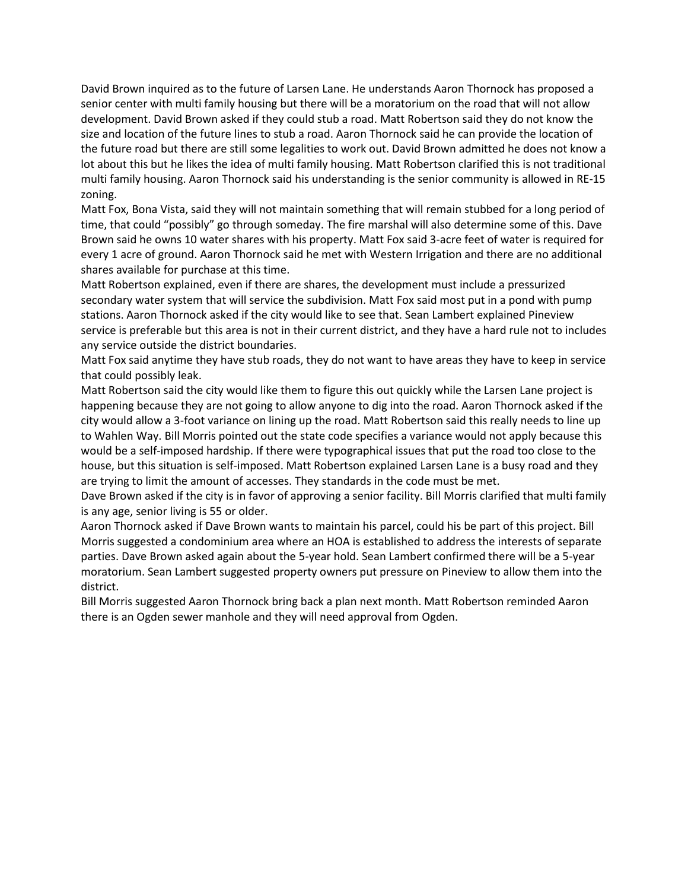David Brown inquired as to the future of Larsen Lane. He understands Aaron Thornock has proposed a senior center with multi family housing but there will be a moratorium on the road that will not allow development. David Brown asked if they could stub a road. Matt Robertson said they do not know the size and location of the future lines to stub a road. Aaron Thornock said he can provide the location of the future road but there are still some legalities to work out. David Brown admitted he does not know a lot about this but he likes the idea of multi family housing. Matt Robertson clarified this is not traditional multi family housing. Aaron Thornock said his understanding is the senior community is allowed in RE-15 zoning.

Matt Fox, Bona Vista, said they will not maintain something that will remain stubbed for a long period of time, that could "possibly" go through someday. The fire marshal will also determine some of this. Dave Brown said he owns 10 water shares with his property. Matt Fox said 3-acre feet of water is required for every 1 acre of ground. Aaron Thornock said he met with Western Irrigation and there are no additional shares available for purchase at this time.

Matt Robertson explained, even if there are shares, the development must include a pressurized secondary water system that will service the subdivision. Matt Fox said most put in a pond with pump stations. Aaron Thornock asked if the city would like to see that. Sean Lambert explained Pineview service is preferable but this area is not in their current district, and they have a hard rule not to includes any service outside the district boundaries.

Matt Fox said anytime they have stub roads, they do not want to have areas they have to keep in service that could possibly leak.

Matt Robertson said the city would like them to figure this out quickly while the Larsen Lane project is happening because they are not going to allow anyone to dig into the road. Aaron Thornock asked if the city would allow a 3-foot variance on lining up the road. Matt Robertson said this really needs to line up to Wahlen Way. Bill Morris pointed out the state code specifies a variance would not apply because this would be a self-imposed hardship. If there were typographical issues that put the road too close to the house, but this situation is self-imposed. Matt Robertson explained Larsen Lane is a busy road and they are trying to limit the amount of accesses. They standards in the code must be met.

Dave Brown asked if the city is in favor of approving a senior facility. Bill Morris clarified that multi family is any age, senior living is 55 or older.

Aaron Thornock asked if Dave Brown wants to maintain his parcel, could his be part of this project. Bill Morris suggested a condominium area where an HOA is established to address the interests of separate parties. Dave Brown asked again about the 5-year hold. Sean Lambert confirmed there will be a 5-year moratorium. Sean Lambert suggested property owners put pressure on Pineview to allow them into the district.

Bill Morris suggested Aaron Thornock bring back a plan next month. Matt Robertson reminded Aaron there is an Ogden sewer manhole and they will need approval from Ogden.